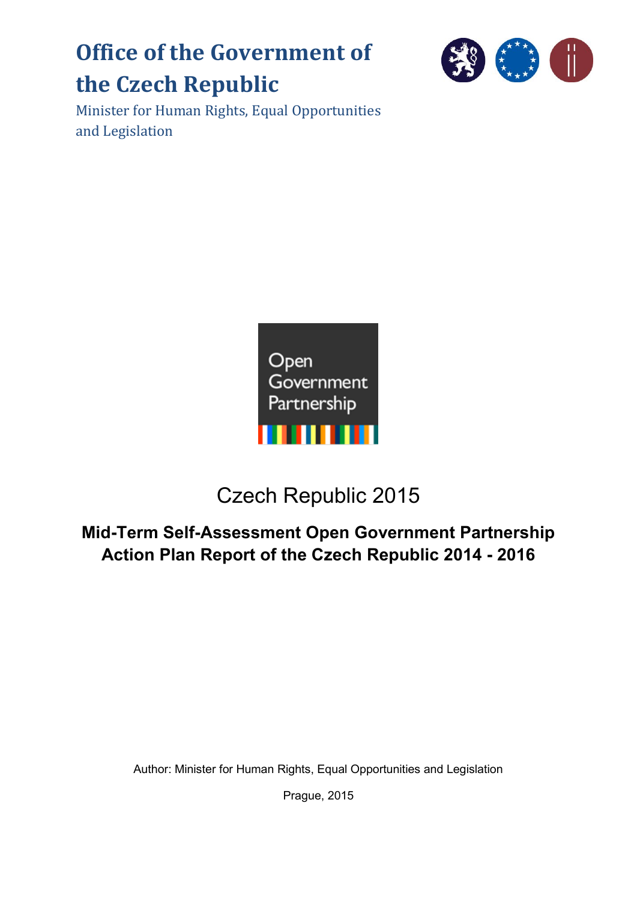# Office of the Government of the Czech Republic

Minister for Human Rights, Equal Opportunities and Legislation

Open Government Partnership

Czech Republic 2015

## Mid-Term Self-Assessment Open Government Partnership Action Plan Report of the Czech Republic 2014 - 2016

Author: Minister for Human Rights, Equal Opportunities and Legislation

Prague, 2015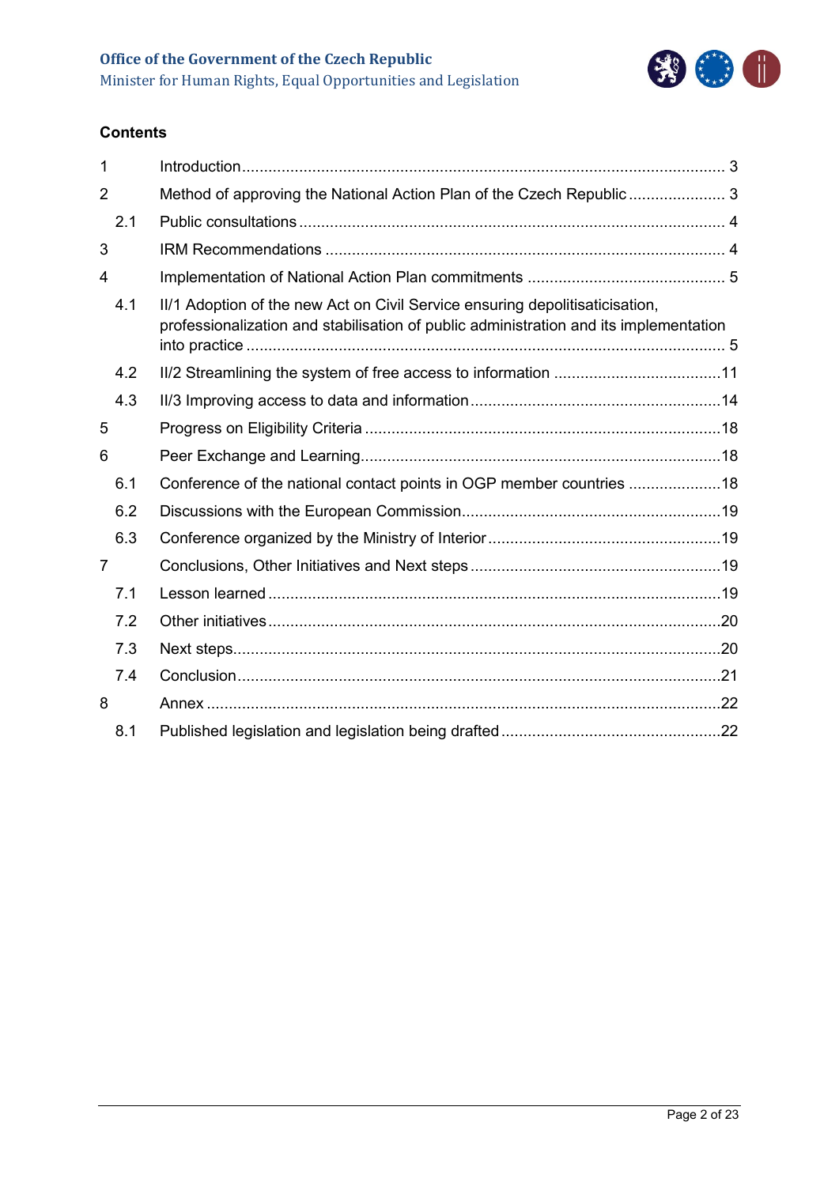**Contents**

| | | |
|---|---|---|
| 1 | Introduction | 3 |
| 2 | Method of approving the National Action Plan of the Czech Republic | 3 |
| 2.1 | Public consultations | 4 |
| 3 | IRM Recommendations | 4 |
| 4 | Implementation of National Action Plan commitments | 5 |
| 4.1 | II/1 Adoption of the new Act on Civil Service ensuring depolitisaticisation, professionalization and stabilisation of public administration and its implementation into practice | 5 |
| 4.2 | II/2 Streamlining the system of free access to information | 11 |
| 4.3 | II/3 Improving access to data and information | 14 |
| 5 | Progress on Eligibility Criteria | 18 |
| 6 | Peer Exchange and Learning | 18 |
| 6.1 | Conference of the national contact points in OGP member countries | 18 |
| 6.2 | Discussions with the European Commission | 19 |
| 6.3 | Conference organized by the Ministry of Interior | 19 |
| 7 | Conclusions, Other Initiatives and Next steps | 19 |
| 7.1 | Lesson learned | 19 |
| 7.2 | Other initiatives | 20 |
| 7.3 | Next steps | 20 |
| 7.4 | Conclusion | 21 |
| 8 | Annex | 22 |
| 8.1 | Published legislation and legislation being drafted | 22 |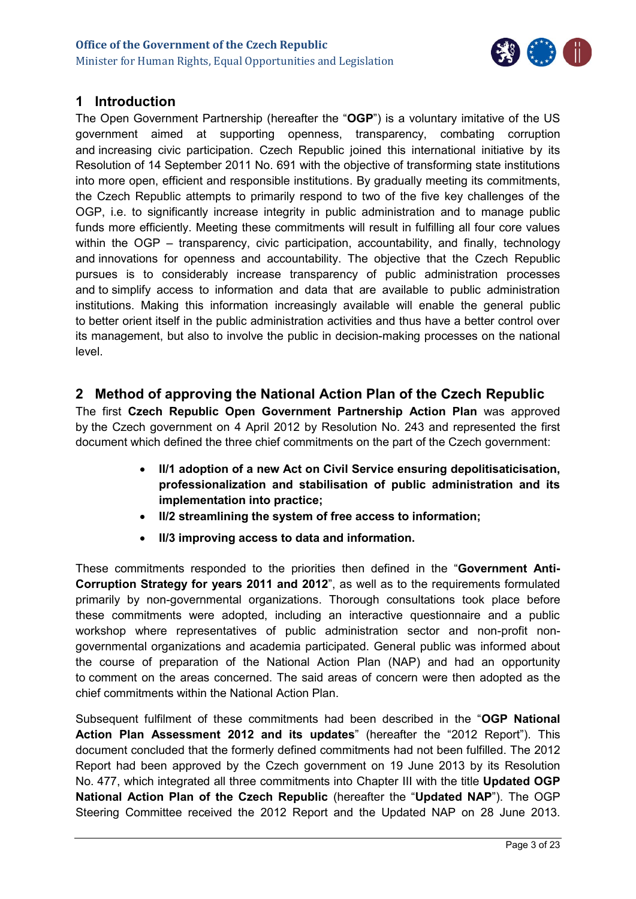## 1 Introduction

The Open Government Partnership (hereafter the "**OGP**") is a voluntary imitative of the US government aimed at supporting openness, transparency, combating corruption and increasing civic participation. Czech Republic joined this international initiative by its Resolution of 14 September 2011 No. 691 with the objective of transforming state institutions into more open, efficient and responsible institutions. By gradually meeting its commitments, the Czech Republic attempts to primarily respond to two of the five key challenges of the OGP, i.e. to significantly increase integrity in public administration and to manage public funds more efficiently. Meeting these commitments will result in fulfilling all four core values within the OGP – transparency, civic participation, accountability, and finally, technology and innovations for openness and accountability. The objective that the Czech Republic pursues is to considerably increase transparency of public administration processes and to simplify access to information and data that are available to public administration institutions. Making this information increasingly available will enable the general public to better orient itself in the public administration activities and thus have a better control over its management, but also to involve the public in decision-making processes on the national level.

## 2 Method of approving the National Action Plan of the Czech Republic

The first **Czech Republic Open Government Partnership Action Plan** was approved by the Czech government on 4 April 2012 by Resolution No. 243 and represented the first document which defined the three chief commitments on the part of the Czech government:

- **II/1 adoption of a new Act on Civil Service ensuring depolitisaticisation, professionalization and stabilisation of public administration and its implementation into practice;**
- **II/2 streamlining the system of free access to information;**
- **II/3 improving access to data and information.**

These commitments responded to the priorities then defined in the "**Government Anti-Corruption Strategy for years 2011 and 2012**", as well as to the requirements formulated primarily by non-governmental organizations. Thorough consultations took place before these commitments were adopted, including an interactive questionnaire and a public workshop where representatives of public administration sector and non-profit non-governmental organizations and academia participated. General public was informed about the course of preparation of the National Action Plan (NAP) and had an opportunity to comment on the areas concerned. The said areas of concern were then adopted as the chief commitments within the National Action Plan.

Subsequent fulfilment of these commitments had been described in the "**OGP National Action Plan Assessment 2012 and its updates**" (hereafter the "2012 Report"). This document concluded that the formerly defined commitments had not been fulfilled. The 2012 Report had been approved by the Czech government on 19 June 2013 by its Resolution No. 477, which integrated all three commitments into Chapter III with the title **Updated OGP National Action Plan of the Czech Republic** (hereafter the "**Updated NAP**"). The OGP Steering Committee received the 2012 Report and the Updated NAP on 28 June 2013.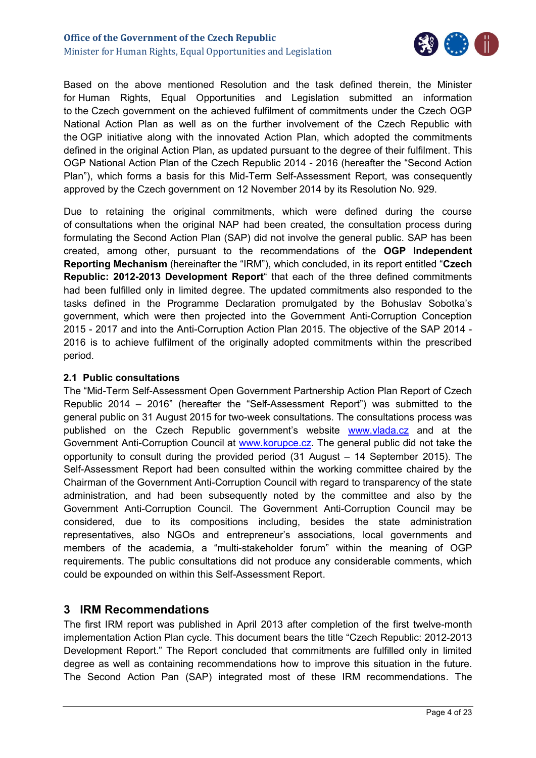Based on the above mentioned Resolution and the task defined therein, the Minister for Human Rights, Equal Opportunities and Legislation submitted an information to the Czech government on the achieved fulfilment of commitments under the Czech OGP National Action Plan as well as on the further involvement of the Czech Republic with the OGP initiative along with the innovated Action Plan, which adopted the commitments defined in the original Action Plan, as updated pursuant to the degree of their fulfilment. This OGP National Action Plan of the Czech Republic 2014 - 2016 (hereafter the "Second Action Plan"), which forms a basis for this Mid-Term Self-Assessment Report, was consequently approved by the Czech government on 12 November 2014 by its Resolution No. 929.

Due to retaining the original commitments, which were defined during the course of consultations when the original NAP had been created, the consultation process during formulating the Second Action Plan (SAP) did not involve the general public. SAP has been created, among other, pursuant to the recommendations of the **OGP Independent Reporting Mechanism** (hereinafter the "IRM"), which concluded, in its report entitled "**Czech Republic: 2012-2013 Development Report**" that each of the three defined commitments had been fulfilled only in limited degree. The updated commitments also responded to the tasks defined in the Programme Declaration promulgated by the Bohuslav Sobotka's government, which were then projected into the Government Anti-Corruption Conception 2015 - 2017 and into the Anti-Corruption Action Plan 2015. The objective of the SAP 2014 - 2016 is to achieve fulfilment of the originally adopted commitments within the prescribed period.

### 2.1 Public consultations

The "Mid-Term Self-Assessment Open Government Partnership Action Plan Report of Czech Republic 2014 – 2016" (hereafter the "Self-Assessment Report") was submitted to the general public on 31 August 2015 for two-week consultations. The consultations process was published on the Czech Republic government's website www.vlada.cz and at the Government Anti-Corruption Council at www.korupce.cz. The general public did not take the opportunity to consult during the provided period (31 August – 14 September 2015). The Self-Assessment Report had been consulted within the working committee chaired by the Chairman of the Government Anti-Corruption Council with regard to transparency of the state administration, and had been subsequently noted by the committee and also by the Government Anti-Corruption Council. The Government Anti-Corruption Council may be considered, due to its compositions including, besides the state administration representatives, also NGOs and entrepreneur's associations, local governments and members of the academia, a "multi-stakeholder forum" within the meaning of OGP requirements. The public consultations did not produce any considerable comments, which could be expounded on within this Self-Assessment Report.

## 3 IRM Recommendations

The first IRM report was published in April 2013 after completion of the first twelve-month implementation Action Plan cycle. This document bears the title "Czech Republic: 2012-2013 Development Report." The Report concluded that commitments are fulfilled only in limited degree as well as containing recommendations how to improve this situation in the future. The Second Action Pan (SAP) integrated most of these IRM recommendations. The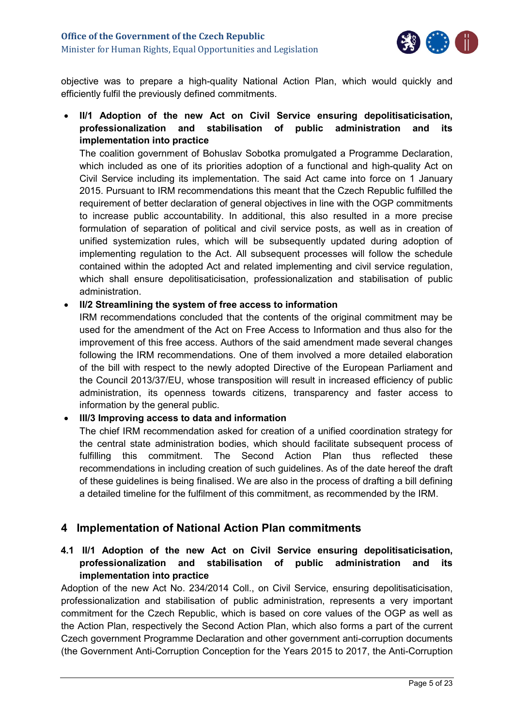objective was to prepare a high-quality National Action Plan, which would quickly and efficiently fulfil the previously defined commitments.

- **II/1 Adoption of the new Act on Civil Service ensuring depolitisaticisation, professionalization and stabilisation of public administration and its implementation into practice**
  The coalition government of Bohuslav Sobotka promulgated a Programme Declaration, which included as one of its priorities adoption of a functional and high-quality Act on Civil Service including its implementation. The said Act came into force on 1 January 2015. Pursuant to IRM recommendations this meant that the Czech Republic fulfilled the requirement of better declaration of general objectives in line with the OGP commitments to increase public accountability. In additional, this also resulted in a more precise formulation of separation of political and civil service posts, as well as in creation of unified systemization rules, which will be subsequently updated during adoption of implementing regulation to the Act. All subsequent processes will follow the schedule contained within the adopted Act and related implementing and civil service regulation, which shall ensure depolitisaticisation, professionalization and stabilisation of public administration.
- **II/2 Streamlining the system of free access to information**
  IRM recommendations concluded that the contents of the original commitment may be used for the amendment of the Act on Free Access to Information and thus also for the improvement of this free access. Authors of the said amendment made several changes following the IRM recommendations. One of them involved a more detailed elaboration of the bill with respect to the newly adopted Directive of the European Parliament and the Council 2013/37/EU, whose transposition will result in increased efficiency of public administration, its openness towards citizens, transparency and faster access to information by the general public.
- **III/3 Improving access to data and information**
  The chief IRM recommendation asked for creation of a unified coordination strategy for the central state administration bodies, which should facilitate subsequent process of fulfilling this commitment. The Second Action Plan thus reflected these recommendations in including creation of such guidelines. As of the date hereof the draft of these guidelines is being finalised. We are also in the process of drafting a bill defining a detailed timeline for the fulfilment of this commitment, as recommended by the IRM.

## 4 Implementation of National Action Plan commitments

### 4.1 II/1 Adoption of the new Act on Civil Service ensuring depolitisaticisation, professionalization and stabilisation of public administration and its implementation into practice

Adoption of the new Act No. 234/2014 Coll., on Civil Service, ensuring depolitisaticisation, professionalization and stabilisation of public administration, represents a very important commitment for the Czech Republic, which is based on core values of the OGP as well as the Action Plan, respectively the Second Action Plan, which also forms a part of the current Czech government Programme Declaration and other government anti-corruption documents (the Government Anti-Corruption Conception for the Years 2015 to 2017, the Anti-Corruption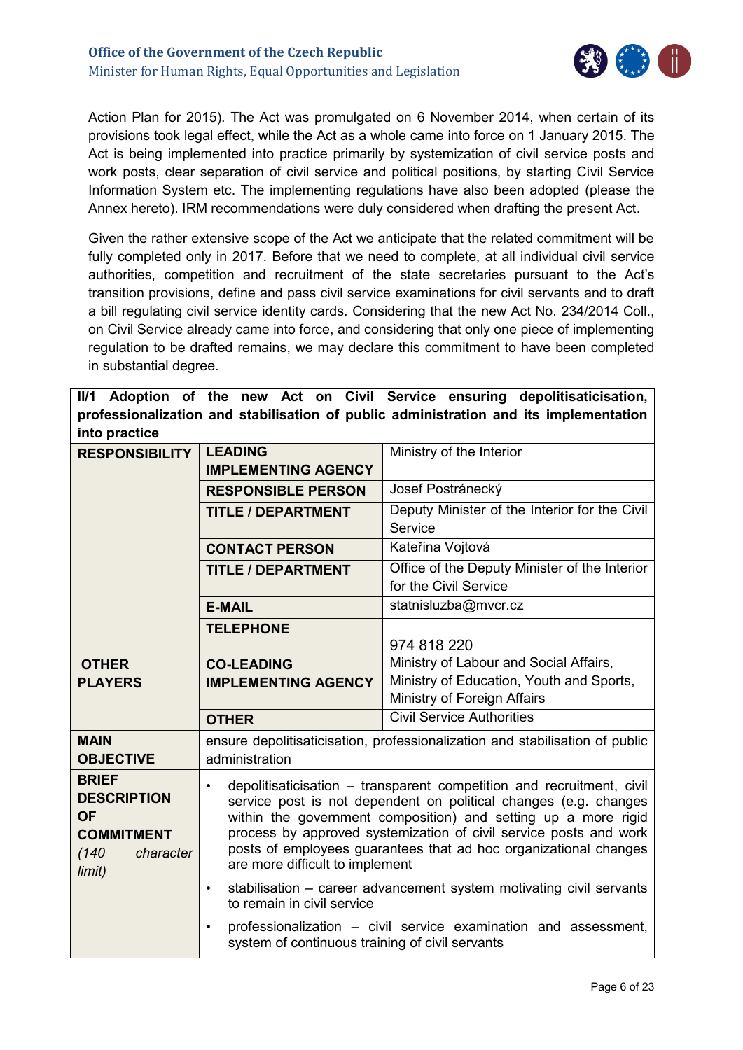Action Plan for 2015). The Act was promulgated on 6 November 2014, when certain of its provisions took legal effect, while the Act as a whole came into force on 1 January 2015. The Act is being implemented into practice primarily by systemization of civil service posts and work posts, clear separation of civil service and political positions, by starting Civil Service Information System etc. The implementing regulations have also been adopted (please the Annex hereto). IRM recommendations were duly considered when drafting the present Act.

Given the rather extensive scope of the Act we anticipate that the related commitment will be fully completed only in 2017. Before that we need to complete, at all individual civil service authorities, competition and recruitment of the state secretaries pursuant to the Act's transition provisions, define and pass civil service examinations for civil servants and to draft a bill regulating civil service identity cards. Considering that the new Act No. 234/2014 Coll., on Civil Service already came into force, and considering that only one piece of implementing regulation to be drafted remains, we may declare this commitment to have been completed in substantial degree.

| **II/1 Adoption of the new Act on Civil Service ensuring depolitisaticisation, professionalization and stabilisation of public administration and its implementation into practice** | | |
|---|---|---|
| **RESPONSIBILITY** | **LEADING IMPLEMENTING AGENCY** | Ministry of the Interior |
| | **RESPONSIBLE PERSON** | Josef Postránecký |
| | **TITLE / DEPARTMENT** | Deputy Minister of the Interior for the Civil Service |
| | **CONTACT PERSON** | Kateřina Vojtová |
| | **TITLE / DEPARTMENT** | Office of the Deputy Minister of the Interior for the Civil Service |
| | **E-MAIL** | statnisluzba@mvcr.cz |
| | **TELEPHONE** | 974 818 220 |
| **OTHER PLAYERS** | **CO-LEADING IMPLEMENTING AGENCY** | Ministry of Labour and Social Affairs, Ministry of Education, Youth and Sports, Ministry of Foreign Affairs |
| | **OTHER** | Civil Service Authorities |
| **MAIN OBJECTIVE** | ensure depolitisaticisation, professionalization and stabilisation of public administration | |
| **BRIEF DESCRIPTION OF COMMITMENT** *(140 character limit)* | • depolitisaticisation – transparent competition and recruitment, civil service post is not dependent on political changes (e.g. changes within the government composition) and setting up a more rigid process by approved systemization of civil service posts and work posts of employees guarantees that ad hoc organizational changes are more difficult to implement<br>• stabilisation – career advancement system motivating civil servants to remain in civil service<br>• professionalization – civil service examination and assessment, system of continuous training of civil servants | |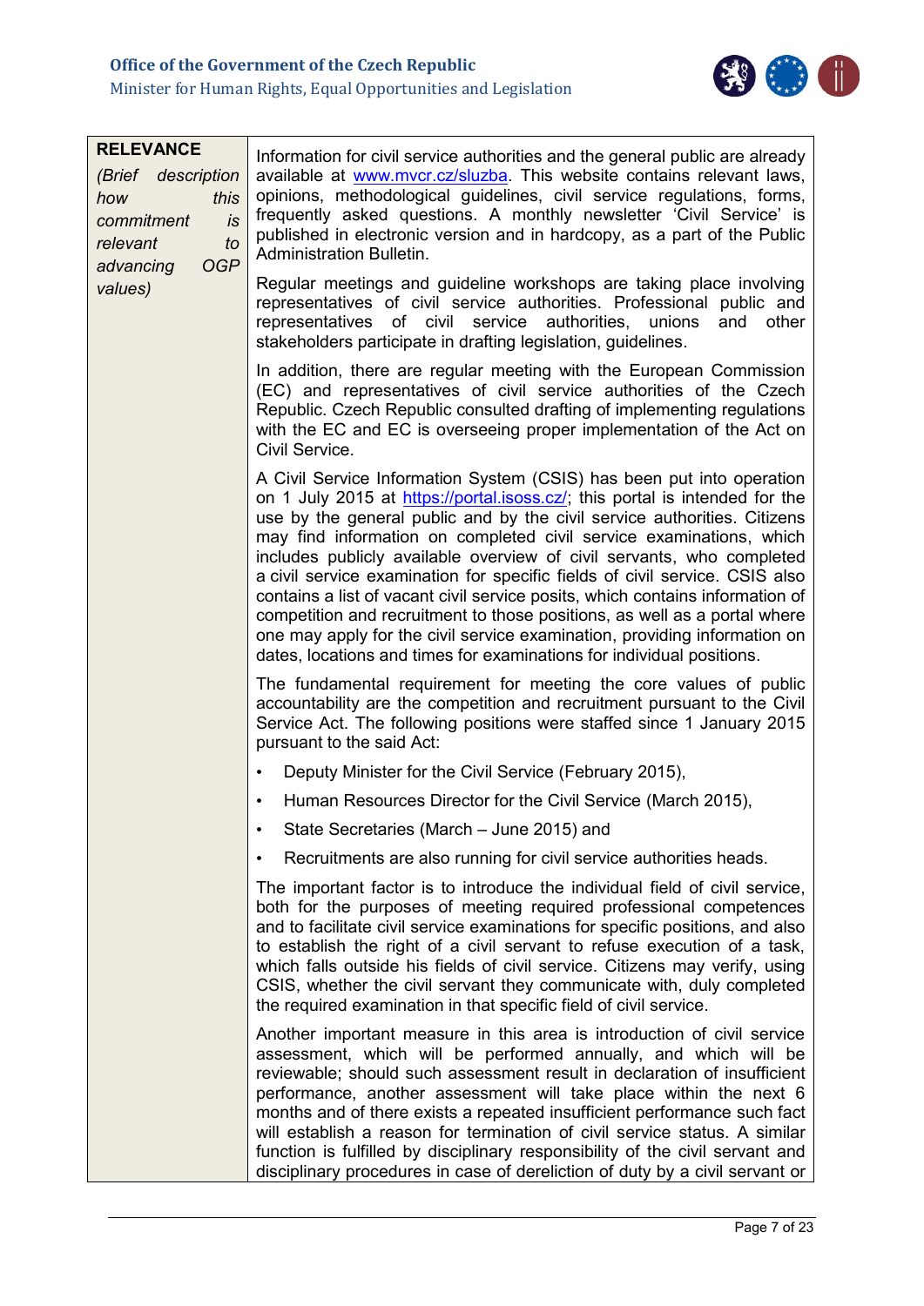| **RELEVANCE** *(Brief description how this commitment is relevant to advancing OGP values)* | Information for civil service authorities and the general public are already available at www.mvcr.cz/sluzba. This website contains relevant laws, opinions, methodological guidelines, civil service regulations, forms, frequently asked questions. A monthly newsletter 'Civil Service' is published in electronic version and in hardcopy, as a part of the Public Administration Bulletin.<br><br>Regular meetings and guideline workshops are taking place involving representatives of civil service authorities. Professional public and representatives of civil service authorities, unions and other stakeholders participate in drafting legislation, guidelines.<br><br>In addition, there are regular meeting with the European Commission (EC) and representatives of civil service authorities of the Czech Republic. Czech Republic consulted drafting of implementing regulations with the EC and EC is overseeing proper implementation of the Act on Civil Service.<br><br>A Civil Service Information System (CSIS) has been put into operation on 1 July 2015 at https://portal.isoss.cz/; this portal is intended for the use by the general public and by the civil service authorities. Citizens may find information on completed civil service examinations, which includes publicly available overview of civil servants, who completed a civil service examination for specific fields of civil service. CSIS also contains a list of vacant civil service posits, which contains information of competition and recruitment to those positions, as well as a portal where one may apply for the civil service examination, providing information on dates, locations and times for examinations for individual positions.<br><br>The fundamental requirement for meeting the core values of public accountability are the competition and recruitment pursuant to the Civil Service Act. The following positions were staffed since 1 January 2015 pursuant to the said Act:<br><br>• Deputy Minister for the Civil Service (February 2015),<br>• Human Resources Director for the Civil Service (March 2015),<br>• State Secretaries (March – June 2015) and<br>• Recruitments are also running for civil service authorities heads.<br><br>The important factor is to introduce the individual field of civil service, both for the purposes of meeting required professional competences and to facilitate civil service examinations for specific positions, and also to establish the right of a civil servant to refuse execution of a task, which falls outside his fields of civil service. Citizens may verify, using CSIS, whether the civil servant they communicate with, duly completed the required examination in that specific field of civil service.<br><br>Another important measure in this area is introduction of civil service assessment, which will be performed annually, and which will be reviewable; should such assessment result in declaration of insufficient performance, another assessment will take place within the next 6 months and of there exists a repeated insufficient performance such fact will establish a reason for termination of civil service status. A similar function is fulfilled by disciplinary responsibility of the civil servant and disciplinary procedures in case of dereliction of duty by a civil servant or |
|---|---|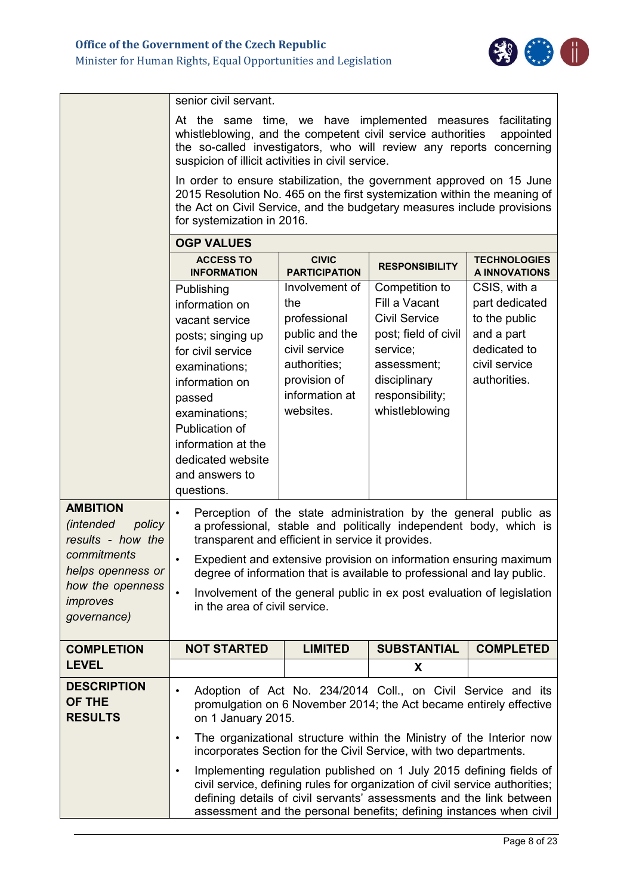| | | | | |
|---|---|---|---|---|
| | senior civil servant.<br><br>At the same time, we have implemented measures facilitating whistleblowing, and the competent civil service authorities appointed the so-called investigators, who will review any reports concerning suspicion of illicit activities in civil service.<br><br>In order to ensure stabilization, the government approved on 15 June 2015 Resolution No. 465 on the first systemization within the meaning of the Act on Civil Service, and the budgetary measures include provisions for systemization in 2016. | | | |
| | **OGP VALUES** | | | |
| | **ACCESS TO INFORMATION** | **CIVIC PARTICIPATION** | **RESPONSIBILITY** | **TECHNOLOGIES A INNOVATIONS** |
| | Publishing information on vacant service posts; singing up for civil service examinations; information on passed examinations; Publication of information at the dedicated website and answers to questions. | Involvement of the professional public and the civil service authorities; provision of information at websites. | Competition to Fill a Vacant Civil Service post; field of civil service; assessment; disciplinary responsibility; whistleblowing | CSIS, with a part dedicated to the public and a part dedicated to civil service authorities. |
| **AMBITION**<br>*(intended policy results - how the commitments helps openness or how the openness improves governance)* | • Perception of the state administration by the general public as a professional, stable and politically independent body, which is transparent and efficient in service it provides.<br>• Expedient and extensive provision on information ensuring maximum degree of information that is available to professional and lay public.<br>• Involvement of the general public in ex post evaluation of legislation in the area of civil service. | | | |
| **COMPLETION LEVEL** | **NOT STARTED** | **LIMITED** | **SUBSTANTIAL** | **COMPLETED** |
| | | | **X** | |
| **DESCRIPTION OF THE RESULTS** | • Adoption of Act No. 234/2014 Coll., on Civil Service and its promulgation on 6 November 2014; the Act became entirely effective on 1 January 2015.<br>• The organizational structure within the Ministry of the Interior now incorporates Section for the Civil Service, with two departments.<br>• Implementing regulation published on 1 July 2015 defining fields of civil service, defining rules for organization of civil service authorities; defining details of civil servants' assessments and the link between assessment and the personal benefits; defining instances when civil | | | |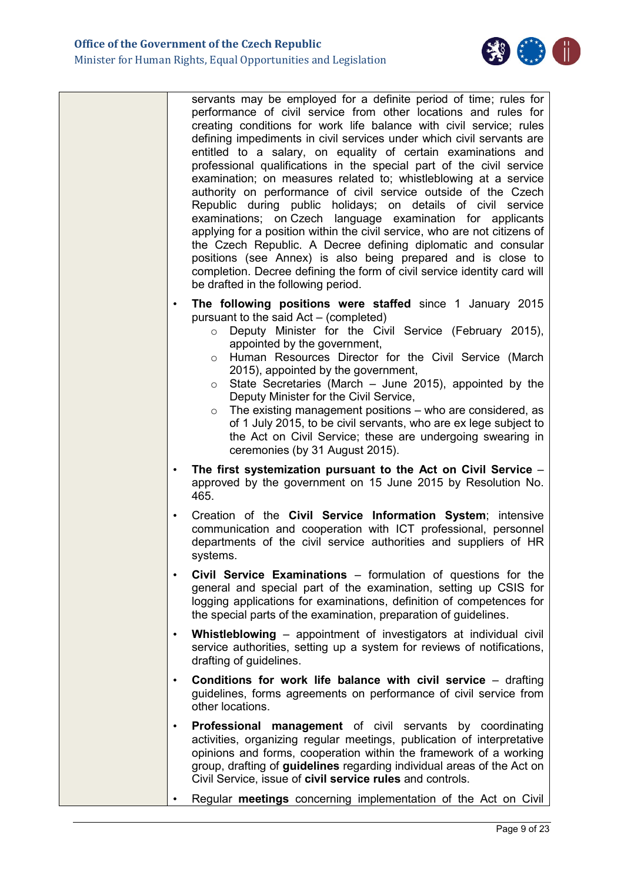| | servants may be employed for a definite period of time; rules for performance of civil service from other locations and rules for creating conditions for work life balance with civil service; rules defining impediments in civil services under which civil servants are entitled to a salary, on equality of certain examinations and professional qualifications in the special part of the civil service examination; on measures related to; whistleblowing at a service authority on performance of civil service outside of the Czech Republic during public holidays; on details of civil service examinations; on Czech language examination for applicants applying for a position within the civil service, who are not citizens of the Czech Republic. A Decree defining diplomatic and consular positions (see Annex) is also being prepared and is close to completion. Decree defining the form of civil service identity card will be drafted in the following period.<br>• **The following positions were staffed** since 1 January 2015 pursuant to the said Act – (completed)<br>  ○ Deputy Minister for the Civil Service (February 2015), appointed by the government,<br>  ○ Human Resources Director for the Civil Service (March 2015), appointed by the government,<br>  ○ State Secretaries (March – June 2015), appointed by the Deputy Minister for the Civil Service,<br>  ○ The existing management positions – who are considered, as of 1 July 2015, to be civil servants, who are ex lege subject to the Act on Civil Service; these are undergoing swearing in ceremonies (by 31 August 2015).<br>• **The first systemization pursuant to the Act on Civil Service** – approved by the government on 15 June 2015 by Resolution No. 465.<br>• Creation of the **Civil Service Information System**; intensive communication and cooperation with ICT professional, personnel departments of the civil service authorities and suppliers of HR systems.<br>• **Civil Service Examinations** – formulation of questions for the general and special part of the examination, setting up CSIS for logging applications for examinations, definition of competences for the special parts of the examination, preparation of guidelines.<br>• **Whistleblowing** – appointment of investigators at individual civil service authorities, setting up a system for reviews of notifications, drafting of guidelines.<br>• **Conditions for work life balance with civil service** – drafting guidelines, forms agreements on performance of civil service from other locations.<br>• **Professional management** of civil servants by coordinating activities, organizing regular meetings, publication of interpretative opinions and forms, cooperation within the framework of a working group, drafting of **guidelines** regarding individual areas of the Act on Civil Service, issue of **civil service rules** and controls.<br>• Regular **meetings** concerning implementation of the Act on Civil |
|---|---|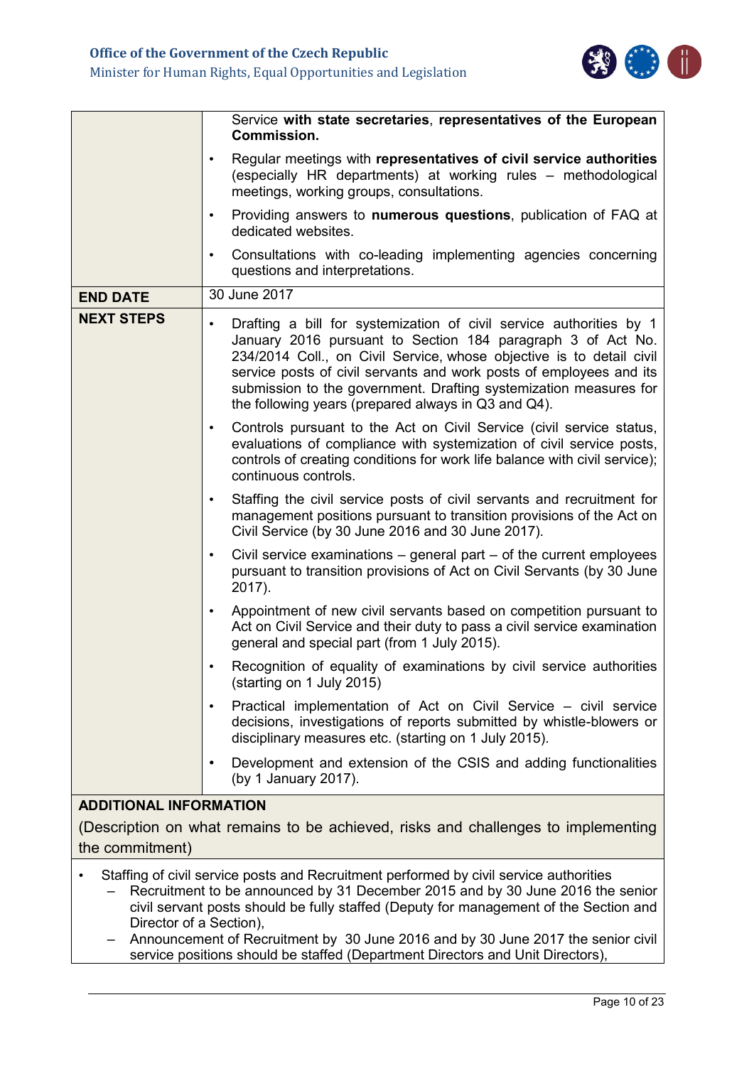| | |
|---|---|
| | Service **with state secretaries**, **representatives of the European Commission.**<br>• Regular meetings with **representatives of civil service authorities** (especially HR departments) at working rules – methodological meetings, working groups, consultations.<br>• Providing answers to **numerous questions**, publication of FAQ at dedicated websites.<br>• Consultations with co-leading implementing agencies concerning questions and interpretations. |
| **END DATE** | 30 June 2017 |
| **NEXT STEPS** | • Drafting a bill for systemization of civil service authorities by 1 January 2016 pursuant to Section 184 paragraph 3 of Act No. 234/2014 Coll., on Civil Service, whose objective is to detail civil service posts of civil servants and work posts of employees and its submission to the government. Drafting systemization measures for the following years (prepared always in Q3 and Q4).<br>• Controls pursuant to the Act on Civil Service (civil service status, evaluations of compliance with systemization of civil service posts, controls of creating conditions for work life balance with civil service); continuous controls.<br>• Staffing the civil service posts of civil servants and recruitment for management positions pursuant to transition provisions of the Act on Civil Service (by 30 June 2016 and 30 June 2017).<br>• Civil service examinations – general part – of the current employees pursuant to transition provisions of Act on Civil Servants (by 30 June 2017).<br>• Appointment of new civil servants based on competition pursuant to Act on Civil Service and their duty to pass a civil service examination general and special part (from 1 July 2015).<br>• Recognition of equality of examinations by civil service authorities (starting on 1 July 2015)<br>• Practical implementation of Act on Civil Service – civil service decisions, investigations of reports submitted by whistle-blowers or disciplinary measures etc. (starting on 1 July 2015).<br>• Development and extension of the CSIS and adding functionalities (by 1 January 2017). |

**ADDITIONAL INFORMATION**

(Description on what remains to be achieved, risks and challenges to implementing the commitment)

- Staffing of civil service posts and Recruitment performed by civil service authorities
  - Recruitment to be announced by 31 December 2015 and by 30 June 2016 the senior civil servant posts should be fully staffed (Deputy for management of the Section and Director of a Section),
  - Announcement of Recruitment by 30 June 2016 and by 30 June 2017 the senior civil service positions should be staffed (Department Directors and Unit Directors),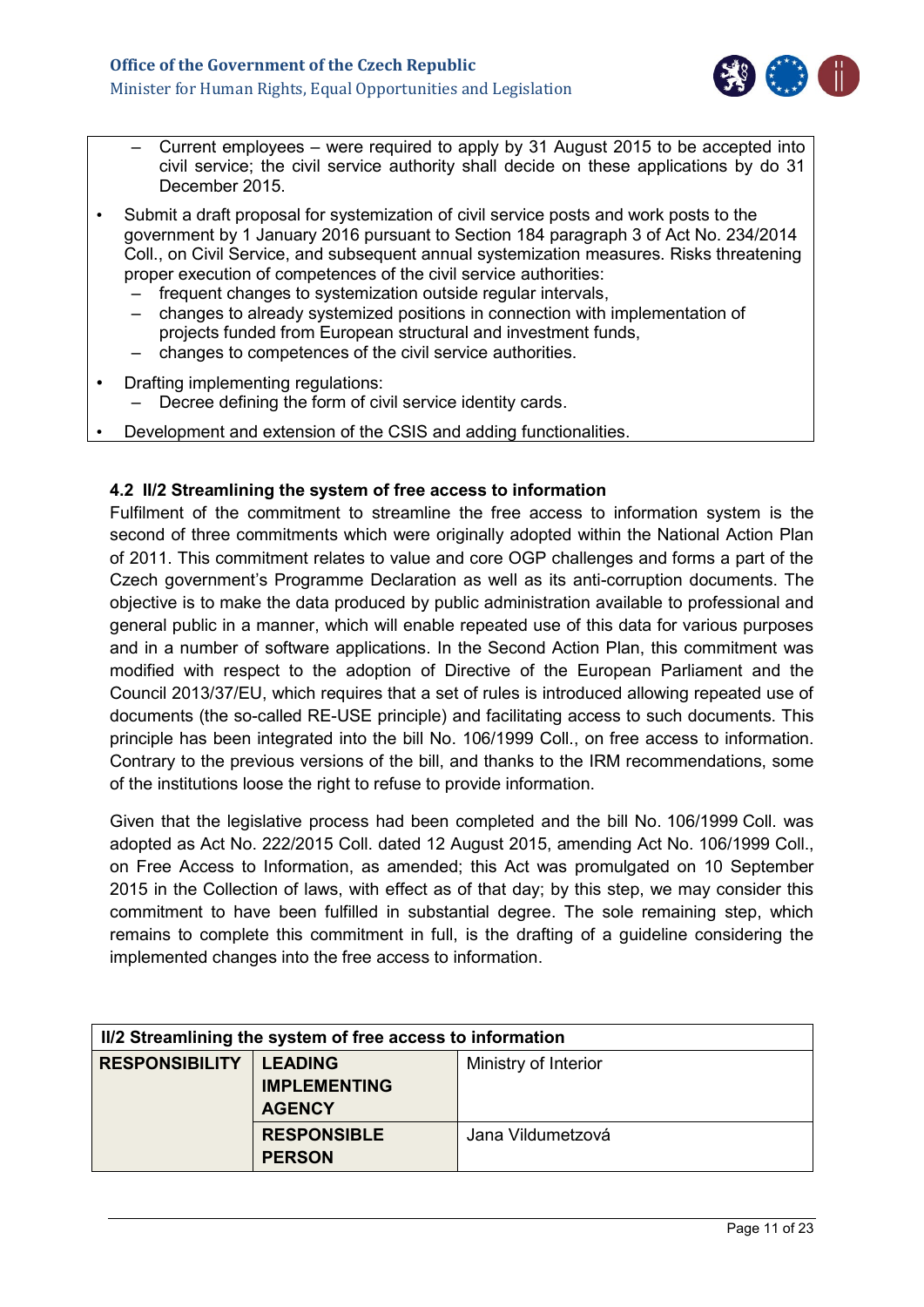- Current employees – were required to apply by 31 August 2015 to be accepted into civil service; the civil service authority shall decide on these applications by do 31 December 2015.

- Submit a draft proposal for systemization of civil service posts and work posts to the government by 1 January 2016 pursuant to Section 184 paragraph 3 of Act No. 234/2014 Coll., on Civil Service, and subsequent annual systemization measures. Risks threatening proper execution of competences of the civil service authorities:
  - frequent changes to systemization outside regular intervals,
  - changes to already systemized positions in connection with implementation of projects funded from European structural and investment funds,
  - changes to competences of the civil service authorities.
- Drafting implementing regulations:
  - Decree defining the form of civil service identity cards.
- Development and extension of the CSIS and adding functionalities.

### 4.2 II/2 Streamlining the system of free access to information

Fulfilment of the commitment to streamline the free access to information system is the second of three commitments which were originally adopted within the National Action Plan of 2011. This commitment relates to value and core OGP challenges and forms a part of the Czech government's Programme Declaration as well as its anti-corruption documents. The objective is to make the data produced by public administration available to professional and general public in a manner, which will enable repeated use of this data for various purposes and in a number of software applications. In the Second Action Plan, this commitment was modified with respect to the adoption of Directive of the European Parliament and the Council 2013/37/EU, which requires that a set of rules is introduced allowing repeated use of documents (the so-called RE-USE principle) and facilitating access to such documents. This principle has been integrated into the bill No. 106/1999 Coll., on free access to information. Contrary to the previous versions of the bill, and thanks to the IRM recommendations, some of the institutions loose the right to refuse to provide information.

Given that the legislative process had been completed and the bill No. 106/1999 Coll. was adopted as Act No. 222/2015 Coll. dated 12 August 2015, amending Act No. 106/1999 Coll., on Free Access to Information, as amended; this Act was promulgated on 10 September 2015 in the Collection of laws, with effect as of that day; by this step, we may consider this commitment to have been fulfilled in substantial degree. The sole remaining step, which remains to complete this commitment in full, is the drafting of a guideline considering the implemented changes into the free access to information.

| II/2 Streamlining the system of free access to information | | |
|---|---|---|
| **RESPONSIBILITY** | **LEADING IMPLEMENTING AGENCY** | Ministry of Interior |
| | **RESPONSIBLE PERSON** | Jana Vildumetzová |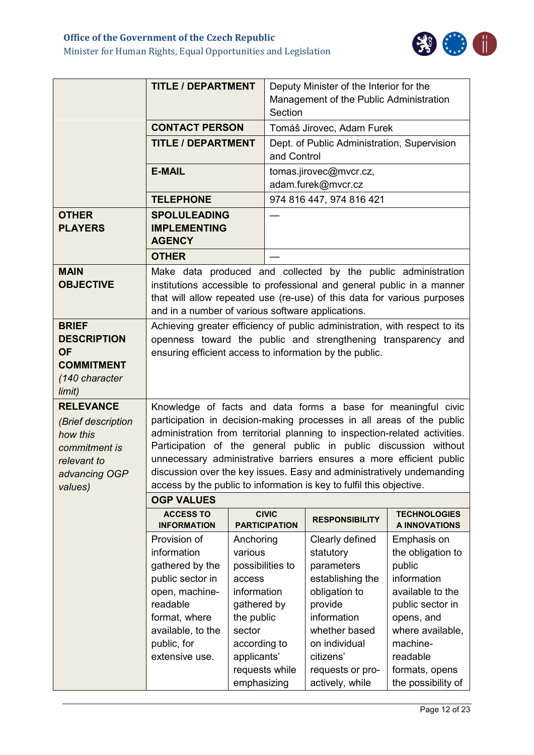| | | | | |
|---|---|---|---|---|
| | **TITLE / DEPARTMENT** | Deputy Minister of the Interior for the Management of the Public Administration Section | | |
| | **CONTACT PERSON** | Tomáš Jirovec, Adam Furek | | |
| | **TITLE / DEPARTMENT** | Dept. of Public Administration, Supervision and Control | | |
| | **E-MAIL** | tomas.jirovec@mvcr.cz, adam.furek@mvcr.cz | | |
| | **TELEPHONE** | 974 816 447, 974 816 421 | | |
| **OTHER PLAYERS** | **SPOLULEADING IMPLEMENTING AGENCY** | — | | |
| | **OTHER** | — | | |
| **MAIN OBJECTIVE** | Make data produced and collected by the public administration institutions accessible to professional and general public in a manner that will allow repeated use (re-use) of this data for various purposes and in a number of various software applications. | | | |
| **BRIEF DESCRIPTION OF COMMITMENT** *(140 character limit)* | Achieving greater efficiency of public administration, with respect to its openness toward the public and strengthening transparency and ensuring efficient access to information by the public. | | | |
| **RELEVANCE** *(Brief description how this commitment is relevant to advancing OGP values)* | Knowledge of facts and data forms a base for meaningful civic participation in decision-making processes in all areas of the public administration from territorial planning to inspection-related activities. Participation of the general public in public discussion without unnecessary administrative barriers ensures a more efficient public discussion over the key issues. Easy and administratively undemanding access by the public to information is key to fulfil this objective. | | | |
| | **OGP VALUES** | | | |
| | **ACCESS TO INFORMATION** | **CIVIC PARTICIPATION** | **RESPONSIBILITY** | **TECHNOLOGIES A INNOVATIONS** |
| | Provision of information gathered by the public sector in open, machine-readable format, where available, to the public, for extensive use. | Anchoring various possibilities to access information gathered by the public sector according to applicants' requests while emphasizing | Clearly defined statutory parameters establishing the obligation to provide information whether based on individual citizens' requests or pro-actively, while | Emphasis on the obligation to public information available to the public sector in opens, and where available, machine-readable formats, opens the possibility of |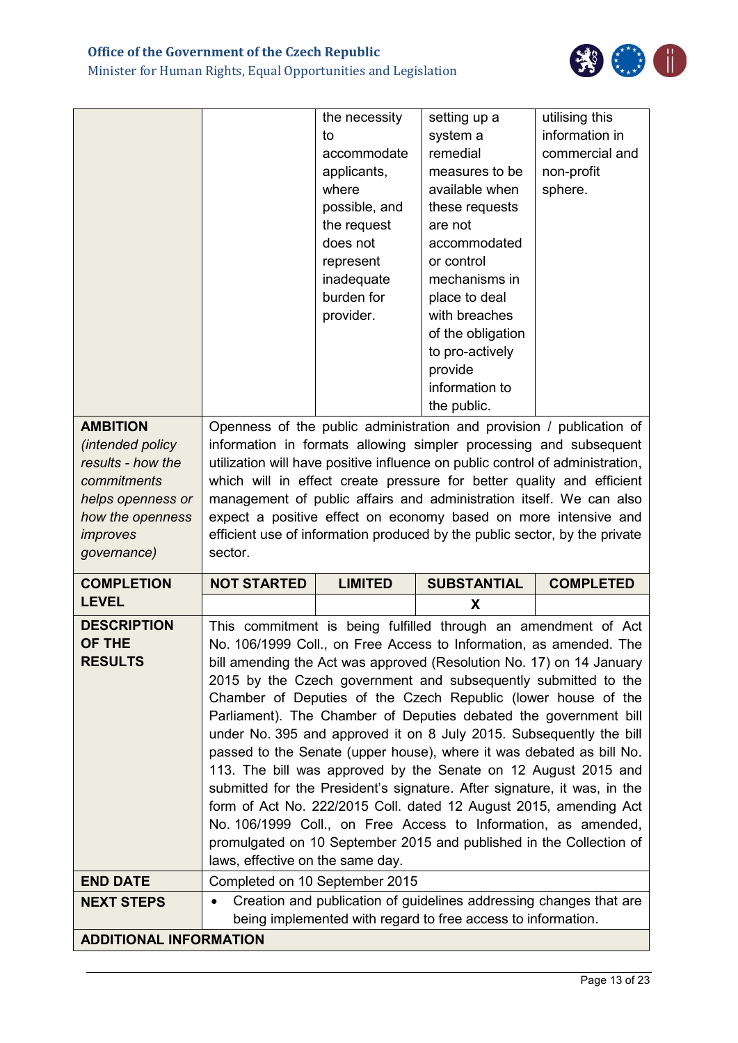| | | | | |
|---|---|---|---|---|
| | | the necessity to accommodate applicants, where possible, and the request does not represent inadequate burden for provider. | setting up a system a remedial measures to be available when these requests are not accommodated or control mechanisms in place to deal with breaches of the obligation to pro-actively provide information to the public. | utilising this information in commercial and non-profit sphere. |
| **AMBITION** *(intended policy results - how the commitments helps openness or how the openness improves governance)* | Openness of the public administration and provision / publication of information in formats allowing simpler processing and subsequent utilization will have positive influence on public control of administration, which will in effect create pressure for better quality and efficient management of public affairs and administration itself. We can also expect a positive effect on economy based on more intensive and efficient use of information produced by the public sector, by the private sector. | | | |
| **COMPLETION LEVEL** | **NOT STARTED** | **LIMITED** | **SUBSTANTIAL** | **COMPLETED** |
| | | | **X** | |
| **DESCRIPTION OF THE RESULTS** | This commitment is being fulfilled through an amendment of Act No. 106/1999 Coll., on Free Access to Information, as amended. The bill amending the Act was approved (Resolution No. 17) on 14 January 2015 by the Czech government and subsequently submitted to the Chamber of Deputies of the Czech Republic (lower house of the Parliament). The Chamber of Deputies debated the government bill under No. 395 and approved it on 8 July 2015. Subsequently the bill passed to the Senate (upper house), where it was debated as bill No. 113. The bill was approved by the Senate on 12 August 2015 and submitted for the President's signature. After signature, it was, in the form of Act No. 222/2015 Coll. dated 12 August 2015, amending Act No. 106/1999 Coll., on Free Access to Information, as amended, promulgated on 10 September 2015 and published in the Collection of laws, effective on the same day. | | | |
| **END DATE** | Completed on 10 September 2015 | | | |
| **NEXT STEPS** | • Creation and publication of guidelines addressing changes that are being implemented with regard to free access to information. | | | |
| **ADDITIONAL INFORMATION** | | | | |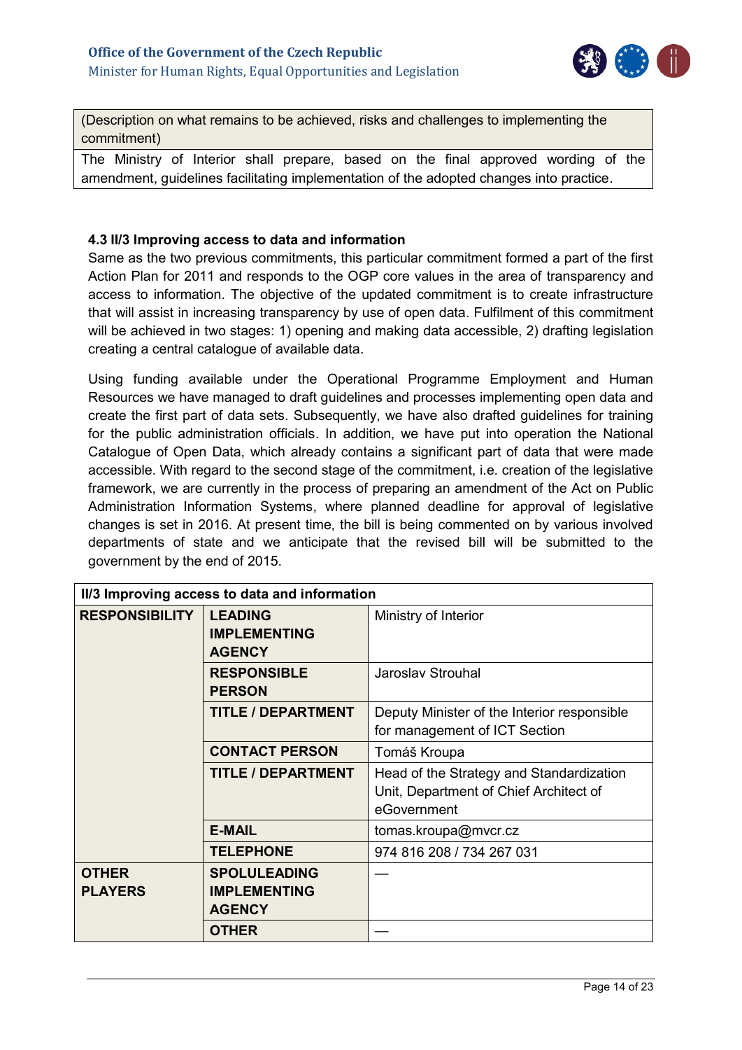| (Description on what remains to be achieved, risks and challenges to implementing the commitment) |
|---|
| The Ministry of Interior shall prepare, based on the final approved wording of the amendment, guidelines facilitating implementation of the adopted changes into practice. |

### 4.3 II/3 Improving access to data and information

Same as the two previous commitments, this particular commitment formed a part of the first Action Plan for 2011 and responds to the OGP core values in the area of transparency and access to information. The objective of the updated commitment is to create infrastructure that will assist in increasing transparency by use of open data. Fulfilment of this commitment will be achieved in two stages: 1) opening and making data accessible, 2) drafting legislation creating a central catalogue of available data.

Using funding available under the Operational Programme Employment and Human Resources we have managed to draft guidelines and processes implementing open data and create the first part of data sets. Subsequently, we have also drafted guidelines for training for the public administration officials. In addition, we have put into operation the National Catalogue of Open Data, which already contains a significant part of data that were made accessible. With regard to the second stage of the commitment, i.e. creation of the legislative framework, we are currently in the process of preparing an amendment of the Act on Public Administration Information Systems, where planned deadline for approval of legislative changes is set in 2016. At present time, the bill is being commented on by various involved departments of state and we anticipate that the revised bill will be submitted to the government by the end of 2015.

| **II/3 Improving access to data and information** | | |
|---|---|---|
| **RESPONSIBILITY** | **LEADING IMPLEMENTING AGENCY** | Ministry of Interior |
| | **RESPONSIBLE PERSON** | Jaroslav Strouhal |
| | **TITLE / DEPARTMENT** | Deputy Minister of the Interior responsible for management of ICT Section |
| | **CONTACT PERSON** | Tomáš Kroupa |
| | **TITLE / DEPARTMENT** | Head of the Strategy and Standardization Unit, Department of Chief Architect of eGovernment |
| | **E-MAIL** | tomas.kroupa@mvcr.cz |
| | **TELEPHONE** | 974 816 208 / 734 267 031 |
| **OTHER PLAYERS** | **SPOLULEADING IMPLEMENTING AGENCY** | — |
| | **OTHER** | — |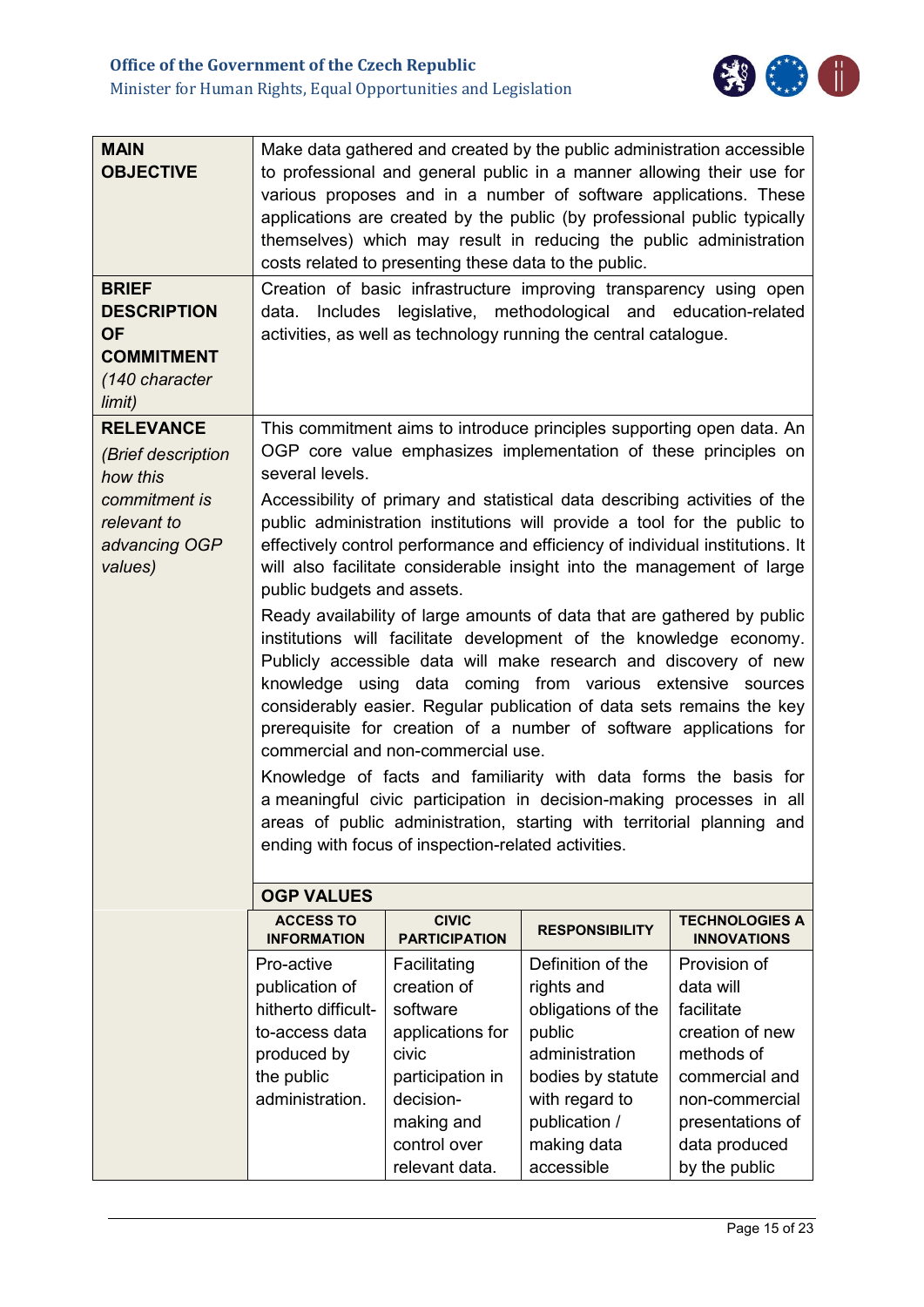| | |
|---|---|
| **MAIN OBJECTIVE** | Make data gathered and created by the public administration accessible to professional and general public in a manner allowing their use for various proposes and in a number of software applications. These applications are created by the public (by professional public typically themselves) which may result in reducing the public administration costs related to presenting these data to the public. |
| **BRIEF DESCRIPTION OF COMMITMENT** *(140 character limit)* | Creation of basic infrastructure improving transparency using open data. Includes legislative, methodological and education-related activities, as well as technology running the central catalogue. |
| **RELEVANCE** *(Brief description how this commitment is relevant to advancing OGP values)* | This commitment aims to introduce principles supporting open data. An OGP core value emphasizes implementation of these principles on several levels.<br><br>Accessibility of primary and statistical data describing activities of the public administration institutions will provide a tool for the public to effectively control performance and efficiency of individual institutions. It will also facilitate considerable insight into the management of large public budgets and assets.<br><br>Ready availability of large amounts of data that are gathered by public institutions will facilitate development of the knowledge economy. Publicly accessible data will make research and discovery of new knowledge using data coming from various extensive sources considerably easier. Regular publication of data sets remains the key prerequisite for creation of a number of software applications for commercial and non-commercial use.<br><br>Knowledge of facts and familiarity with data forms the basis for a meaningful civic participation in decision-making processes in all areas of public administration, starting with territorial planning and ending with focus of inspection-related activities. |

**OGP VALUES**

| ACCESS TO INFORMATION | CIVIC PARTICIPATION | RESPONSIBILITY | TECHNOLOGIES A INNOVATIONS |
|---|---|---|---|
| Pro-active publication of hitherto difficult-to-access data produced by the public administration. | Facilitating creation of software applications for civic participation in decision-making and control over relevant data. | Definition of the rights and obligations of the public administration bodies by statute with regard to publication / making data accessible | Provision of data will facilitate creation of new methods of commercial and non-commercial presentations of data produced by the public |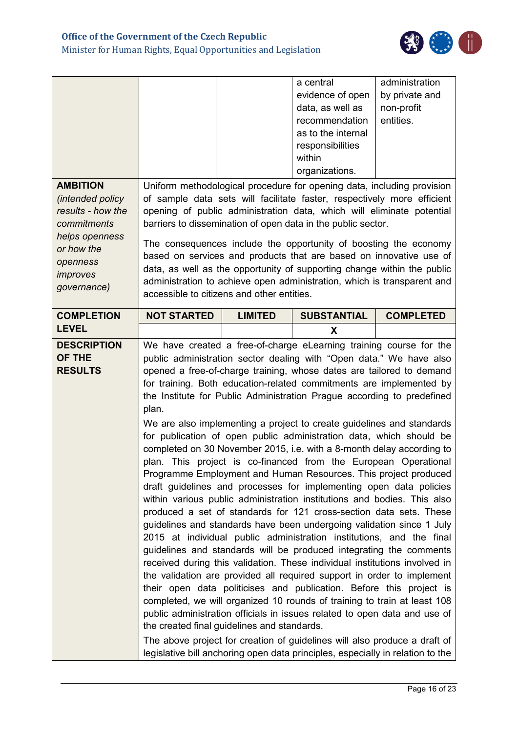| | | | | |
|---|---|---|---|---|
| | | | a central evidence of open data, as well as recommendation as to the internal responsibilities within organizations. | administration by private and non-profit entities. |
| **AMBITION** *(intended policy results - how the commitments helps openness or how the openness improves governance)* | Uniform methodological procedure for opening data, including provision of sample data sets will facilitate faster, respectively more efficient opening of public administration data, which will eliminate potential barriers to dissemination of open data in the public sector.<br><br>The consequences include the opportunity of boosting the economy based on services and products that are based on innovative use of data, as well as the opportunity of supporting change within the public administration to achieve open administration, which is transparent and accessible to citizens and other entities. | | | |
| **COMPLETION LEVEL** | **NOT STARTED** | **LIMITED** | **SUBSTANTIAL** | **COMPLETED** |
| | | | **X** | |
| **DESCRIPTION OF THE RESULTS** | We have created a free-of-charge eLearning training course for the public administration sector dealing with "Open data." We have also opened a free-of-charge training, whose dates are tailored to demand for training. Both education-related commitments are implemented by the Institute for Public Administration Prague according to predefined plan.<br><br>We are also implementing a project to create guidelines and standards for publication of open public administration data, which should be completed on 30 November 2015, i.e. with a 8-month delay according to plan. This project is co-financed from the European Operational Programme Employment and Human Resources. This project produced draft guidelines and processes for implementing open data policies within various public administration institutions and bodies. This also produced a set of standards for 121 cross-section data sets. These guidelines and standards have been undergoing validation since 1 July 2015 at individual public administration institutions, and the final guidelines and standards will be produced integrating the comments received during this validation. These individual institutions involved in the validation are provided all required support in order to implement their open data politicises and publication. Before this project is completed, we will organized 10 rounds of training to train at least 108 public administration officials in issues related to open data and use of the created final guidelines and standards.<br><br>The above project for creation of guidelines will also produce a draft of legislative bill anchoring open data principles, especially in relation to the | | | |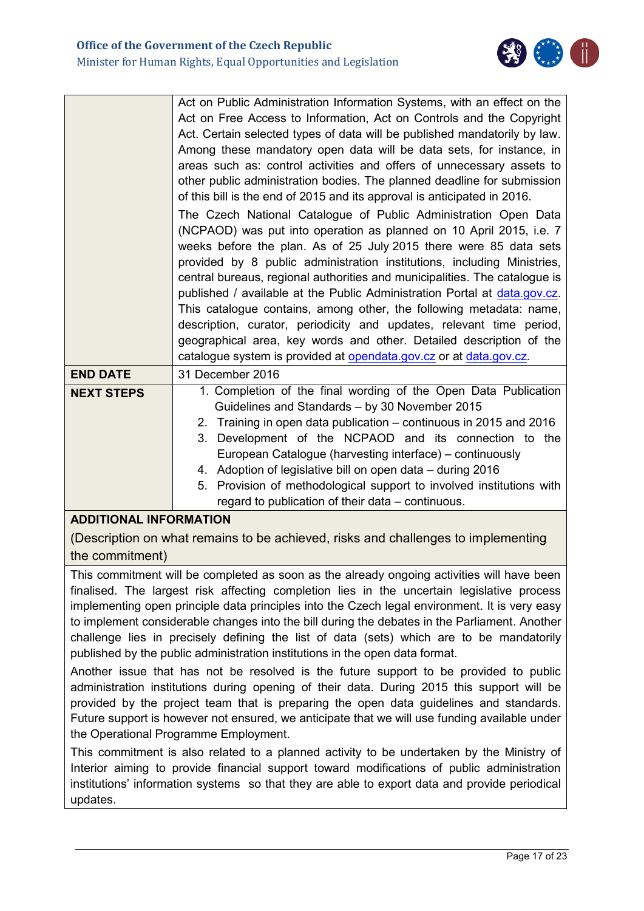| | |
|---|---|
| | Act on Public Administration Information Systems, with an effect on the Act on Free Access to Information, Act on Controls and the Copyright Act. Certain selected types of data will be published mandatorily by law. Among these mandatory open data will be data sets, for instance, in areas such as: control activities and offers of unnecessary assets to other public administration bodies. The planned deadline for submission of this bill is the end of 2015 and its approval is anticipated in 2016.<br><br>The Czech National Catalogue of Public Administration Open Data (NCPAOD) was put into operation as planned on 10 April 2015, i.e. 7 weeks before the plan. As of 25 July 2015 there were 85 data sets provided by 8 public administration institutions, including Ministries, central bureaus, regional authorities and municipalities. The catalogue is published / available at the Public Administration Portal at data.gov.cz. This catalogue contains, among other, the following metadata: name, description, curator, periodicity and updates, relevant time period, geographical area, key words and other. Detailed description of the catalogue system is provided at opendata.gov.cz or at data.gov.cz. |
| **END DATE** | 31 December 2016 |
| **NEXT STEPS** | 1. Completion of the final wording of the Open Data Publication Guidelines and Standards – by 30 November 2015<br>2. Training in open data publication – continuous in 2015 and 2016<br>3. Development of the NCPAOD and its connection to the European Catalogue (harvesting interface) – continuously<br>4. Adoption of legislative bill on open data – during 2016<br>5. Provision of methodological support to involved institutions with regard to publication of their data – continuous. |

**ADDITIONAL INFORMATION**

(Description on what remains to be achieved, risks and challenges to implementing the commitment)

This commitment will be completed as soon as the already ongoing activities will have been finalised. The largest risk affecting completion lies in the uncertain legislative process implementing open principle data principles into the Czech legal environment. It is very easy to implement considerable changes into the bill during the debates in the Parliament. Another challenge lies in precisely defining the list of data (sets) which are to be mandatorily published by the public administration institutions in the open data format.

Another issue that has not be resolved is the future support to be provided to public administration institutions during opening of their data. During 2015 this support will be provided by the project team that is preparing the open data guidelines and standards. Future support is however not ensured, we anticipate that we will use funding available under the Operational Programme Employment.

This commitment is also related to a planned activity to be undertaken by the Ministry of Interior aiming to provide financial support toward modifications of public administration institutions' information systems so that they are able to export data and provide periodical updates.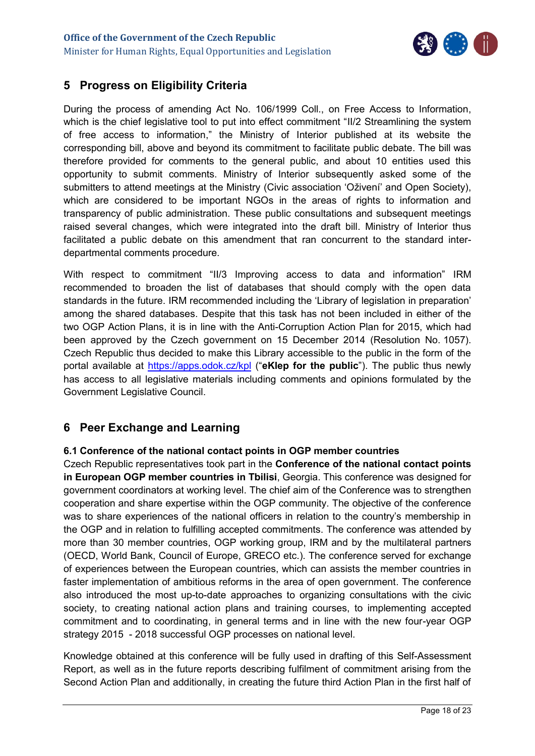## 5 Progress on Eligibility Criteria

During the process of amending Act No. 106/1999 Coll., on Free Access to Information, which is the chief legislative tool to put into effect commitment "II/2 Streamlining the system of free access to information," the Ministry of Interior published at its website the corresponding bill, above and beyond its commitment to facilitate public debate. The bill was therefore provided for comments to the general public, and about 10 entities used this opportunity to submit comments. Ministry of Interior subsequently asked some of the submitters to attend meetings at the Ministry (Civic association 'Oživení' and Open Society), which are considered to be important NGOs in the areas of rights to information and transparency of public administration. These public consultations and subsequent meetings raised several changes, which were integrated into the draft bill. Ministry of Interior thus facilitated a public debate on this amendment that ran concurrent to the standard inter-departmental comments procedure.

With respect to commitment "II/3 Improving access to data and information" IRM recommended to broaden the list of databases that should comply with the open data standards in the future. IRM recommended including the 'Library of legislation in preparation' among the shared databases. Despite that this task has not been included in either of the two OGP Action Plans, it is in line with the Anti-Corruption Action Plan for 2015, which had been approved by the Czech government on 15 December 2014 (Resolution No. 1057). Czech Republic thus decided to make this Library accessible to the public in the form of the portal available at https://apps.odok.cz/kpl ("**eKlep for the public**"). The public thus newly has access to all legislative materials including comments and opinions formulated by the Government Legislative Council.

## 6 Peer Exchange and Learning

### 6.1 Conference of the national contact points in OGP member countries

Czech Republic representatives took part in the **Conference of the national contact points in European OGP member countries in Tbilisi**, Georgia. This conference was designed for government coordinators at working level. The chief aim of the Conference was to strengthen cooperation and share expertise within the OGP community. The objective of the conference was to share experiences of the national officers in relation to the country's membership in the OGP and in relation to fulfilling accepted commitments. The conference was attended by more than 30 member countries, OGP working group, IRM and by the multilateral partners (OECD, World Bank, Council of Europe, GRECO etc.). The conference served for exchange of experiences between the European countries, which can assists the member countries in faster implementation of ambitious reforms in the area of open government. The conference also introduced the most up-to-date approaches to organizing consultations with the civic society, to creating national action plans and training courses, to implementing accepted commitment and to coordinating, in general terms and in line with the new four-year OGP strategy 2015 - 2018 successful OGP processes on national level.

Knowledge obtained at this conference will be fully used in drafting of this Self-Assessment Report, as well as in the future reports describing fulfilment of commitment arising from the Second Action Plan and additionally, in creating the future third Action Plan in the first half of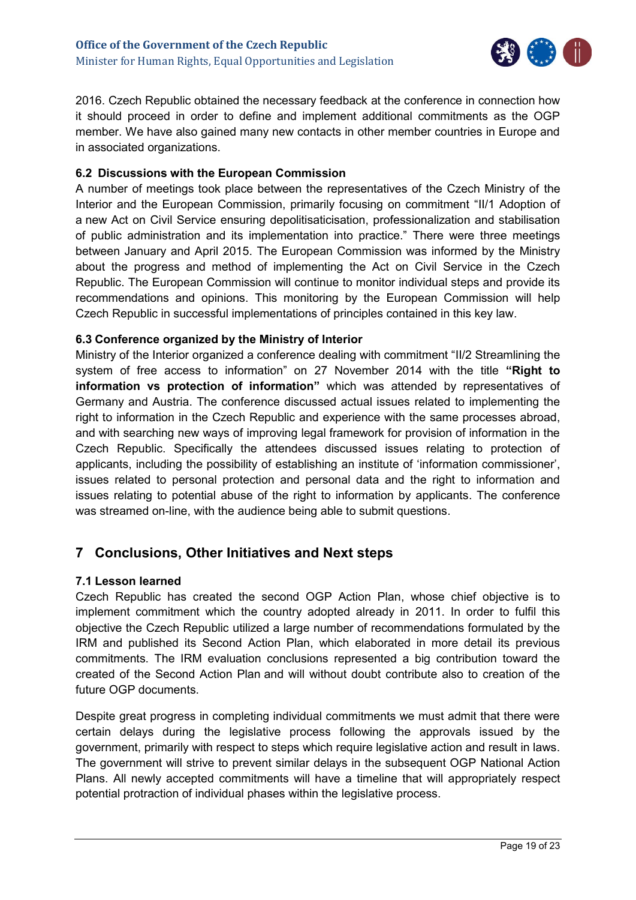2016. Czech Republic obtained the necessary feedback at the conference in connection how it should proceed in order to define and implement additional commitments as the OGP member. We have also gained many new contacts in other member countries in Europe and in associated organizations.

### 6.2 Discussions with the European Commission

A number of meetings took place between the representatives of the Czech Ministry of the Interior and the European Commission, primarily focusing on commitment "II/1 Adoption of a new Act on Civil Service ensuring depolitisaticisation, professionalization and stabilisation of public administration and its implementation into practice." There were three meetings between January and April 2015. The European Commission was informed by the Ministry about the progress and method of implementing the Act on Civil Service in the Czech Republic. The European Commission will continue to monitor individual steps and provide its recommendations and opinions. This monitoring by the European Commission will help Czech Republic in successful implementations of principles contained in this key law.

### 6.3 Conference organized by the Ministry of Interior

Ministry of the Interior organized a conference dealing with commitment "II/2 Streamlining the system of free access to information" on 27 November 2014 with the title **"Right to information vs protection of information"** which was attended by representatives of Germany and Austria. The conference discussed actual issues related to implementing the right to information in the Czech Republic and experience with the same processes abroad, and with searching new ways of improving legal framework for provision of information in the Czech Republic. Specifically the attendees discussed issues relating to protection of applicants, including the possibility of establishing an institute of 'information commissioner', issues related to personal protection and personal data and the right to information and issues relating to potential abuse of the right to information by applicants. The conference was streamed on-line, with the audience being able to submit questions.

## 7 Conclusions, Other Initiatives and Next steps

### 7.1 Lesson learned

Czech Republic has created the second OGP Action Plan, whose chief objective is to implement commitment which the country adopted already in 2011. In order to fulfil this objective the Czech Republic utilized a large number of recommendations formulated by the IRM and published its Second Action Plan, which elaborated in more detail its previous commitments. The IRM evaluation conclusions represented a big contribution toward the created of the Second Action Plan and will without doubt contribute also to creation of the future OGP documents.

Despite great progress in completing individual commitments we must admit that there were certain delays during the legislative process following the approvals issued by the government, primarily with respect to steps which require legislative action and result in laws. The government will strive to prevent similar delays in the subsequent OGP National Action Plans. All newly accepted commitments will have a timeline that will appropriately respect potential protraction of individual phases within the legislative process.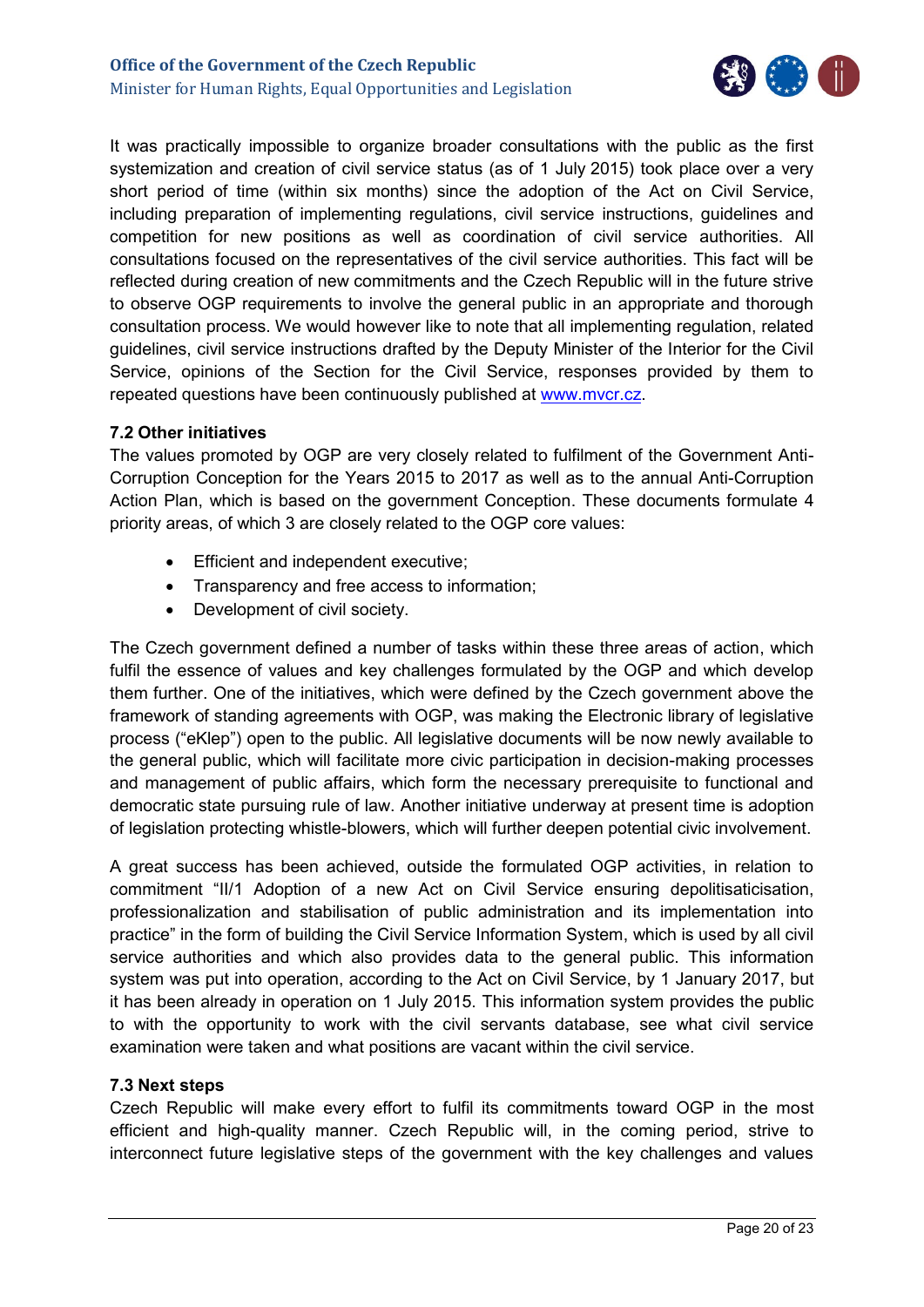It was practically impossible to organize broader consultations with the public as the first systemization and creation of civil service status (as of 1 July 2015) took place over a very short period of time (within six months) since the adoption of the Act on Civil Service, including preparation of implementing regulations, civil service instructions, guidelines and competition for new positions as well as coordination of civil service authorities. All consultations focused on the representatives of the civil service authorities. This fact will be reflected during creation of new commitments and the Czech Republic will in the future strive to observe OGP requirements to involve the general public in an appropriate and thorough consultation process. We would however like to note that all implementing regulation, related guidelines, civil service instructions drafted by the Deputy Minister of the Interior for the Civil Service, opinions of the Section for the Civil Service, responses provided by them to repeated questions have been continuously published at [www.mvcr.cz](http://www.mvcr.cz).

### 7.2 Other initiatives

The values promoted by OGP are very closely related to fulfilment of the Government Anti-Corruption Conception for the Years 2015 to 2017 as well as to the annual Anti-Corruption Action Plan, which is based on the government Conception. These documents formulate 4 priority areas, of which 3 are closely related to the OGP core values:

- Efficient and independent executive;
- Transparency and free access to information;
- Development of civil society.

The Czech government defined a number of tasks within these three areas of action, which fulfil the essence of values and key challenges formulated by the OGP and which develop them further. One of the initiatives, which were defined by the Czech government above the framework of standing agreements with OGP, was making the Electronic library of legislative process ("eKlep") open to the public. All legislative documents will be now newly available to the general public, which will facilitate more civic participation in decision-making processes and management of public affairs, which form the necessary prerequisite to functional and democratic state pursuing rule of law. Another initiative underway at present time is adoption of legislation protecting whistle-blowers, which will further deepen potential civic involvement.

A great success has been achieved, outside the formulated OGP activities, in relation to commitment "II/1 Adoption of a new Act on Civil Service ensuring depolitisaticisation, professionalization and stabilisation of public administration and its implementation into practice" in the form of building the Civil Service Information System, which is used by all civil service authorities and which also provides data to the general public. This information system was put into operation, according to the Act on Civil Service, by 1 January 2017, but it has been already in operation on 1 July 2015. This information system provides the public to with the opportunity to work with the civil servants database, see what civil service examination were taken and what positions are vacant within the civil service.

### 7.3 Next steps

Czech Republic will make every effort to fulfil its commitments toward OGP in the most efficient and high-quality manner. Czech Republic will, in the coming period, strive to interconnect future legislative steps of the government with the key challenges and values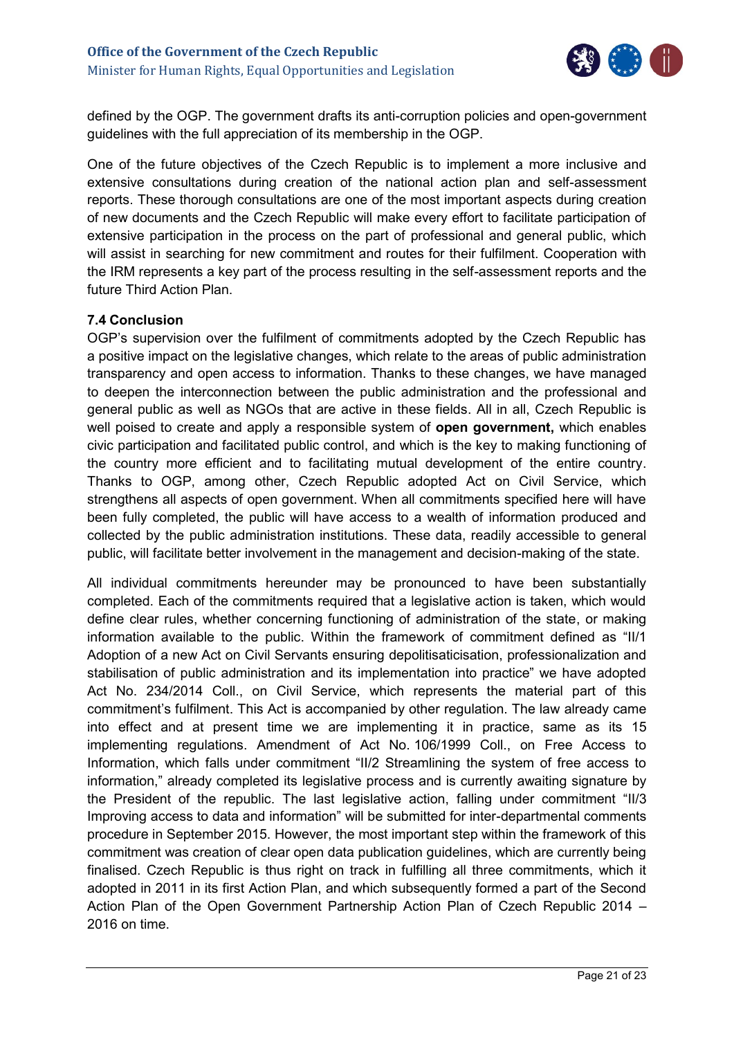defined by the OGP. The government drafts its anti-corruption policies and open-government guidelines with the full appreciation of its membership in the OGP.

One of the future objectives of the Czech Republic is to implement a more inclusive and extensive consultations during creation of the national action plan and self-assessment reports. These thorough consultations are one of the most important aspects during creation of new documents and the Czech Republic will make every effort to facilitate participation of extensive participation in the process on the part of professional and general public, which will assist in searching for new commitment and routes for their fulfilment. Cooperation with the IRM represents a key part of the process resulting in the self-assessment reports and the future Third Action Plan.

### 7.4 Conclusion

OGP's supervision over the fulfilment of commitments adopted by the Czech Republic has a positive impact on the legislative changes, which relate to the areas of public administration transparency and open access to information. Thanks to these changes, we have managed to deepen the interconnection between the public administration and the professional and general public as well as NGOs that are active in these fields. All in all, Czech Republic is well poised to create and apply a responsible system of **open government,** which enables civic participation and facilitated public control, and which is the key to making functioning of the country more efficient and to facilitating mutual development of the entire country. Thanks to OGP, among other, Czech Republic adopted Act on Civil Service, which strengthens all aspects of open government. When all commitments specified here will have been fully completed, the public will have access to a wealth of information produced and collected by the public administration institutions. These data, readily accessible to general public, will facilitate better involvement in the management and decision-making of the state.

All individual commitments hereunder may be pronounced to have been substantially completed. Each of the commitments required that a legislative action is taken, which would define clear rules, whether concerning functioning of administration of the state, or making information available to the public. Within the framework of commitment defined as "II/1 Adoption of a new Act on Civil Servants ensuring depolitisaticisation, professionalization and stabilisation of public administration and its implementation into practice" we have adopted Act No. 234/2014 Coll., on Civil Service, which represents the material part of this commitment's fulfilment. This Act is accompanied by other regulation. The law already came into effect and at present time we are implementing it in practice, same as its 15 implementing regulations. Amendment of Act No. 106/1999 Coll., on Free Access to Information, which falls under commitment "II/2 Streamlining the system of free access to information," already completed its legislative process and is currently awaiting signature by the President of the republic. The last legislative action, falling under commitment "II/3 Improving access to data and information" will be submitted for inter-departmental comments procedure in September 2015. However, the most important step within the framework of this commitment was creation of clear open data publication guidelines, which are currently being finalised. Czech Republic is thus right on track in fulfilling all three commitments, which it adopted in 2011 in its first Action Plan, and which subsequently formed a part of the Second Action Plan of the Open Government Partnership Action Plan of Czech Republic 2014 – 2016 on time.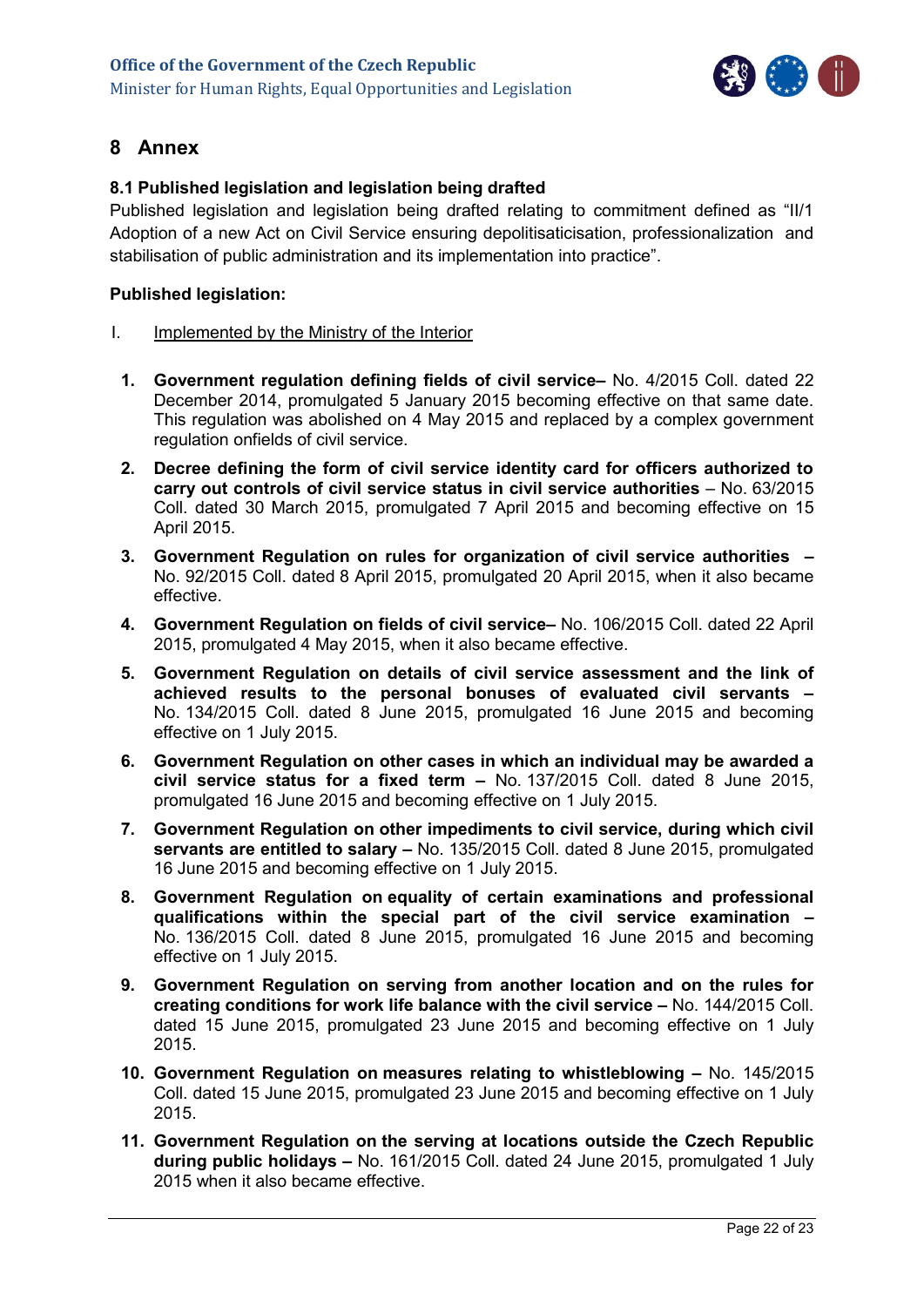# 8 Annex

### 8.1 Published legislation and legislation being drafted

Published legislation and legislation being drafted relating to commitment defined as "II/1 Adoption of a new Act on Civil Service ensuring depolitisaticisation, professionalization and stabilisation of public administration and its implementation into practice".

**Published legislation:**

I. Implemented by the Ministry of the Interior

1. **Government regulation defining fields of civil service–** No. 4/2015 Coll. dated 22 December 2014, promulgated 5 January 2015 becoming effective on that same date. This regulation was abolished on 4 May 2015 and replaced by a complex government regulation onfields of civil service.
2. **Decree defining the form of civil service identity card for officers authorized to carry out controls of civil service status in civil service authorities** – No. 63/2015 Coll. dated 30 March 2015, promulgated 7 April 2015 and becoming effective on 15 April 2015.
3. **Government Regulation on rules for organization of civil service authorities –** No. 92/2015 Coll. dated 8 April 2015, promulgated 20 April 2015, when it also became effective.
4. **Government Regulation on fields of civil service–** No. 106/2015 Coll. dated 22 April 2015, promulgated 4 May 2015, when it also became effective.
5. **Government Regulation on details of civil service assessment and the link of achieved results to the personal bonuses of evaluated civil servants –** No. 134/2015 Coll. dated 8 June 2015, promulgated 16 June 2015 and becoming effective on 1 July 2015.
6. **Government Regulation on other cases in which an individual may be awarded a civil service status for a fixed term –** No. 137/2015 Coll. dated 8 June 2015, promulgated 16 June 2015 and becoming effective on 1 July 2015.
7. **Government Regulation on other impediments to civil service, during which civil servants are entitled to salary –** No. 135/2015 Coll. dated 8 June 2015, promulgated 16 June 2015 and becoming effective on 1 July 2015.
8. **Government Regulation on equality of certain examinations and professional qualifications within the special part of the civil service examination –** No. 136/2015 Coll. dated 8 June 2015, promulgated 16 June 2015 and becoming effective on 1 July 2015.
9. **Government Regulation on serving from another location and on the rules for creating conditions for work life balance with the civil service –** No. 144/2015 Coll. dated 15 June 2015, promulgated 23 June 2015 and becoming effective on 1 July 2015.
10. **Government Regulation on measures relating to whistleblowing –** No. 145/2015 Coll. dated 15 June 2015, promulgated 23 June 2015 and becoming effective on 1 July 2015.
11. **Government Regulation on the serving at locations outside the Czech Republic during public holidays –** No. 161/2015 Coll. dated 24 June 2015, promulgated 1 July 2015 when it also became effective.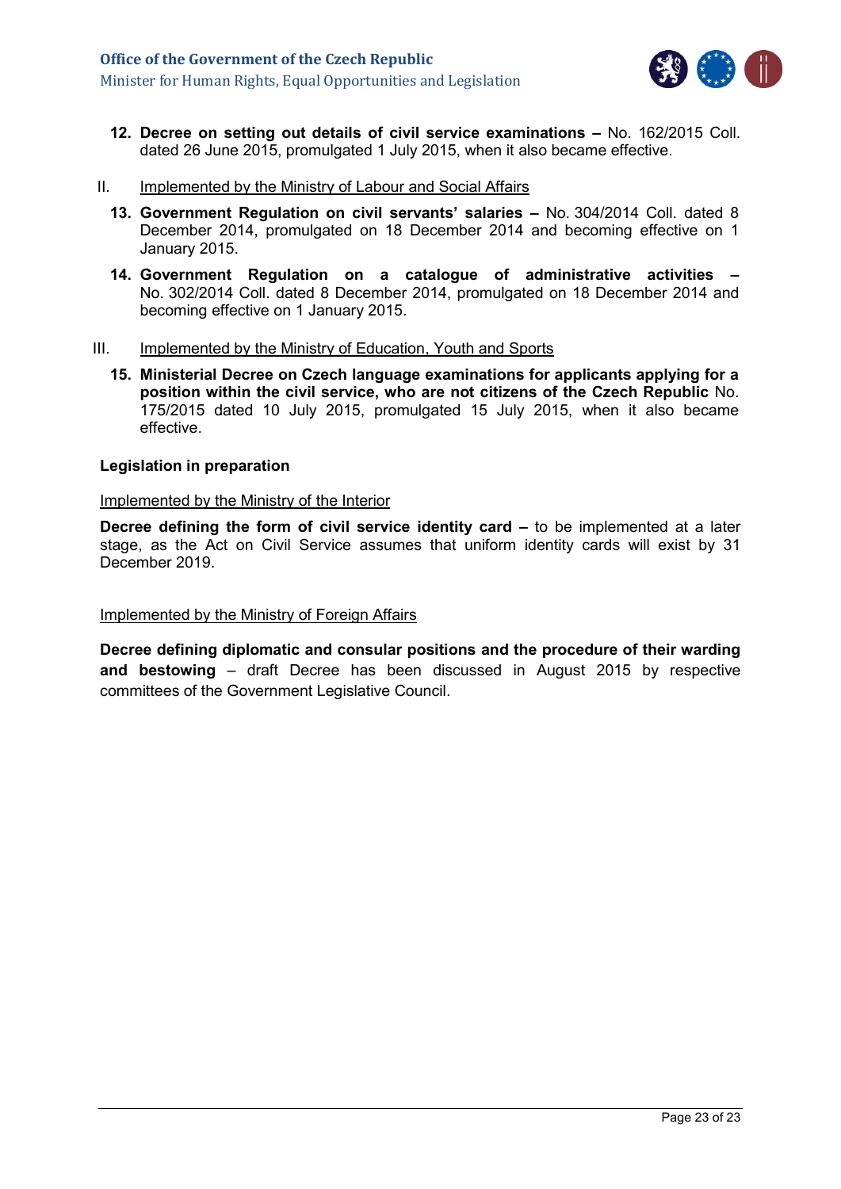12. **Decree on setting out details of civil service examinations –** No. 162/2015 Coll. dated 26 June 2015, promulgated 1 July 2015, when it also became effective.

II. Implemented by the Ministry of Labour and Social Affairs

13. **Government Regulation on civil servants' salaries –** No. 304/2014 Coll. dated 8 December 2014, promulgated on 18 December 2014 and becoming effective on 1 January 2015.

14. **Government Regulation on a catalogue of administrative activities –** No. 302/2014 Coll. dated 8 December 2014, promulgated on 18 December 2014 and becoming effective on 1 January 2015.

III. Implemented by the Ministry of Education, Youth and Sports

15. **Ministerial Decree on Czech language examinations for applicants applying for a position within the civil service, who are not citizens of the Czech Republic** No. 175/2015 dated 10 July 2015, promulgated 15 July 2015, when it also became effective.

**Legislation in preparation**

Implemented by the Ministry of the Interior

**Decree defining the form of civil service identity card –** to be implemented at a later stage, as the Act on Civil Service assumes that uniform identity cards will exist by 31 December 2019.

Implemented by the Ministry of Foreign Affairs

**Decree defining diplomatic and consular positions and the procedure of their warding and bestowing** – draft Decree has been discussed in August 2015 by respective committees of the Government Legislative Council.